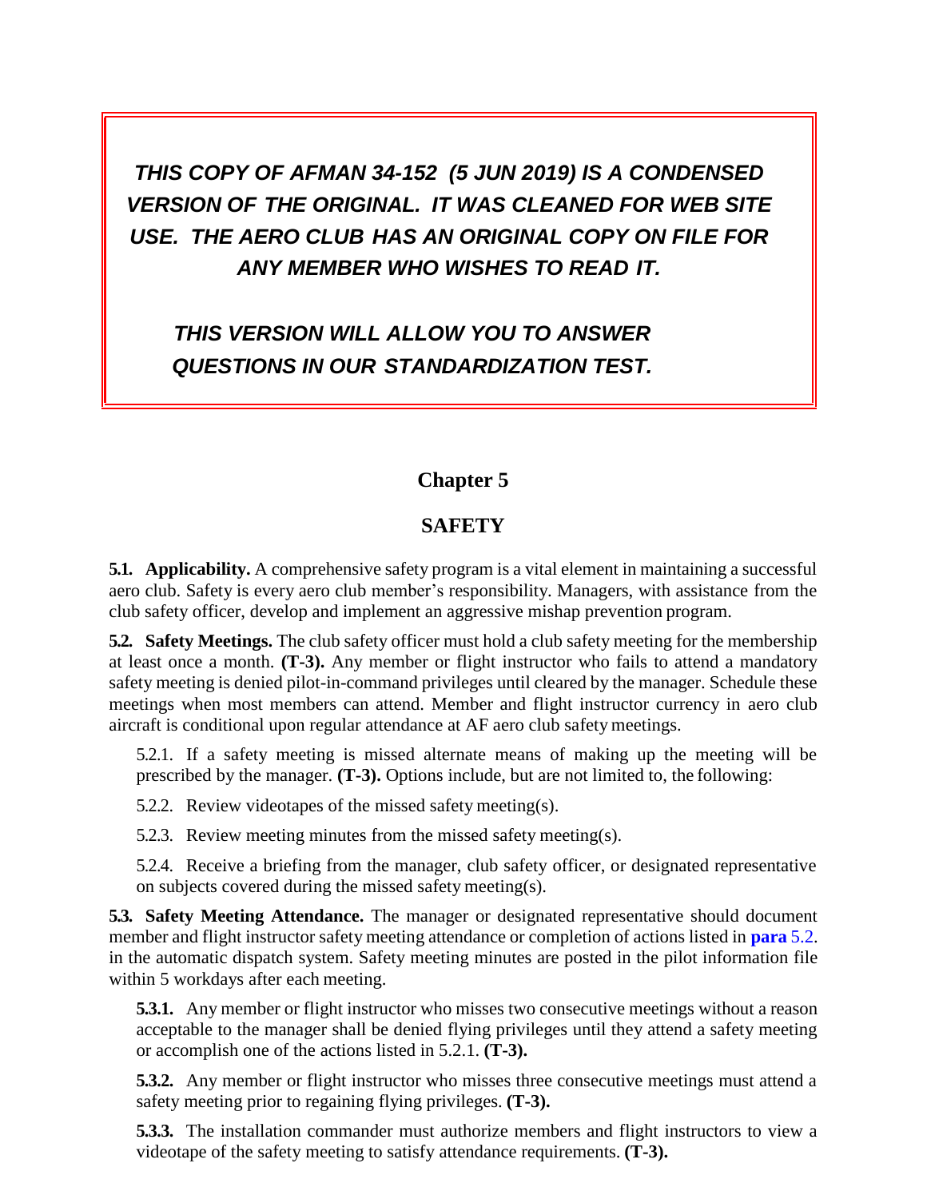***THIS COPY OF AFMAN 34-152 (5 JUN 2019) IS A CONDENSED VERSION OF THE ORIGINAL. IT WAS CLEANED FOR WEB SITE USE. THE AERO CLUB HAS AN ORIGINAL COPY ON FILE FOR ANY MEMBER WHO WISHES TO READ IT.***

***THIS VERSION WILL ALLOW YOU TO ANSWER QUESTIONS IN OUR STANDARDIZATION TEST.***

# Chapter 5

## SAFETY

**5.1. Applicability.** A comprehensive safety program is a vital element in maintaining a successful aero club. Safety is every aero club member's responsibility. Managers, with assistance from the club safety officer, develop and implement an aggressive mishap prevention program.

**5.2. Safety Meetings.** The club safety officer must hold a club safety meeting for the membership at least once a month. **(T-3).** Any member or flight instructor who fails to attend a mandatory safety meeting is denied pilot-in-command privileges until cleared by the manager. Schedule these meetings when most members can attend. Member and flight instructor currency in aero club aircraft is conditional upon regular attendance at AF aero club safety meetings.

5.2.1. If a safety meeting is missed alternate means of making up the meeting will be prescribed by the manager. **(T-3).** Options include, but are not limited to, the following:

5.2.2. Review videotapes of the missed safety meeting(s).

5.2.3. Review meeting minutes from the missed safety meeting(s).

5.2.4. Receive a briefing from the manager, club safety officer, or designated representative on subjects covered during the missed safety meeting(s).

**5.3. Safety Meeting Attendance.** The manager or designated representative should document member and flight instructor safety meeting attendance or completion of actions listed in **para** 5.2. in the automatic dispatch system. Safety meeting minutes are posted in the pilot information file within 5 workdays after each meeting.

**5.3.1.** Any member or flight instructor who misses two consecutive meetings without a reason acceptable to the manager shall be denied flying privileges until they attend a safety meeting or accomplish one of the actions listed in 5.2.1. **(T-3).**

**5.3.2.** Any member or flight instructor who misses three consecutive meetings must attend a safety meeting prior to regaining flying privileges. **(T-3).**

**5.3.3.** The installation commander must authorize members and flight instructors to view a videotape of the safety meeting to satisfy attendance requirements. **(T-3).**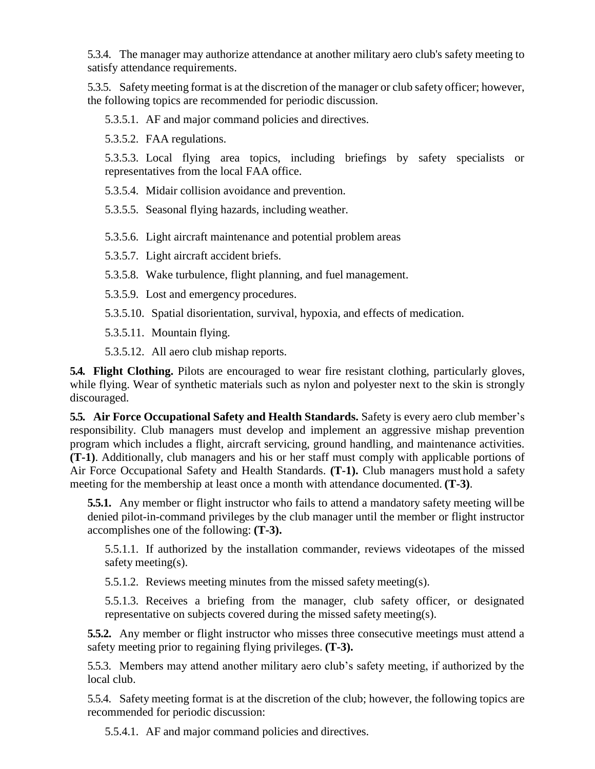5.3.4. The manager may authorize attendance at another military aero club's safety meeting to satisfy attendance requirements.

5.3.5. Safety meeting format is at the discretion of the manager or club safety officer; however, the following topics are recommended for periodic discussion.

5.3.5.1. AF and major command policies and directives.

5.3.5.2. FAA regulations.

5.3.5.3. Local flying area topics, including briefings by safety specialists or representatives from the local FAA office.

5.3.5.4. Midair collision avoidance and prevention.

5.3.5.5. Seasonal flying hazards, including weather.

5.3.5.6. Light aircraft maintenance and potential problem areas

5.3.5.7. Light aircraft accident briefs.

5.3.5.8. Wake turbulence, flight planning, and fuel management.

5.3.5.9. Lost and emergency procedures.

5.3.5.10. Spatial disorientation, survival, hypoxia, and effects of medication.

5.3.5.11. Mountain flying.

5.3.5.12. All aero club mishap reports.

**5.4. Flight Clothing.** Pilots are encouraged to wear fire resistant clothing, particularly gloves, while flying. Wear of synthetic materials such as nylon and polyester next to the skin is strongly discouraged.

**5.5. Air Force Occupational Safety and Health Standards.** Safety is every aero club member's responsibility. Club managers must develop and implement an aggressive mishap prevention program which includes a flight, aircraft servicing, ground handling, and maintenance activities. **(T-1)**. Additionally, club managers and his or her staff must comply with applicable portions of Air Force Occupational Safety and Health Standards. **(T-1).** Club managers must hold a safety meeting for the membership at least once a month with attendance documented. **(T-3)**.

**5.5.1.** Any member or flight instructor who fails to attend a mandatory safety meeting will be denied pilot-in-command privileges by the club manager until the member or flight instructor accomplishes one of the following: **(T-3).**

5.5.1.1. If authorized by the installation commander, reviews videotapes of the missed safety meeting(s).

5.5.1.2. Reviews meeting minutes from the missed safety meeting(s).

5.5.1.3. Receives a briefing from the manager, club safety officer, or designated representative on subjects covered during the missed safety meeting(s).

**5.5.2.** Any member or flight instructor who misses three consecutive meetings must attend a safety meeting prior to regaining flying privileges. **(T-3).**

5.5.3. Members may attend another military aero club's safety meeting, if authorized by the local club.

5.5.4. Safety meeting format is at the discretion of the club; however, the following topics are recommended for periodic discussion:

5.5.4.1. AF and major command policies and directives.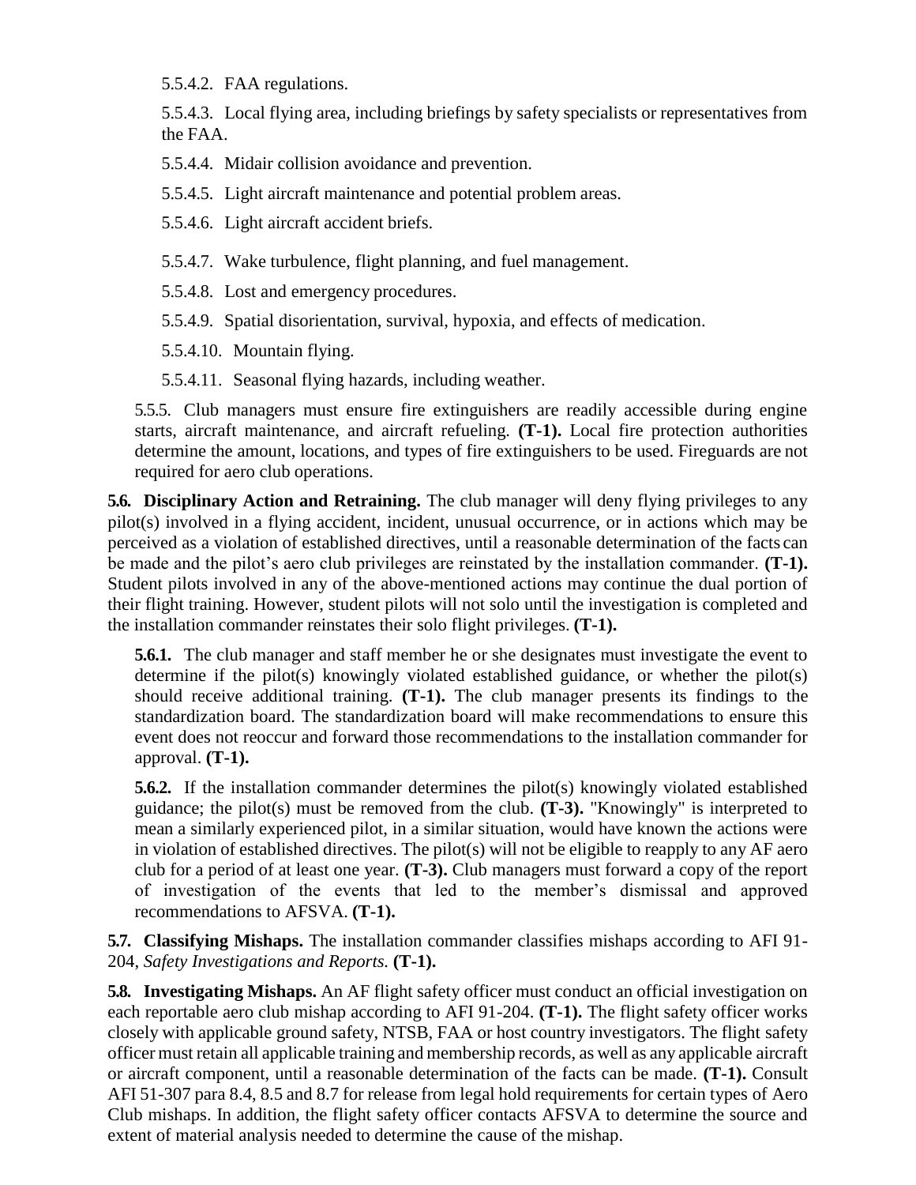5.5.4.2. FAA regulations.

5.5.4.3. Local flying area, including briefings by safety specialists or representatives from the FAA.

5.5.4.4. Midair collision avoidance and prevention.

5.5.4.5. Light aircraft maintenance and potential problem areas.

5.5.4.6. Light aircraft accident briefs.

5.5.4.7. Wake turbulence, flight planning, and fuel management.

5.5.4.8. Lost and emergency procedures.

5.5.4.9. Spatial disorientation, survival, hypoxia, and effects of medication.

5.5.4.10. Mountain flying.

5.5.4.11. Seasonal flying hazards, including weather.

5.5.5. Club managers must ensure fire extinguishers are readily accessible during engine starts, aircraft maintenance, and aircraft refueling. **(T-1).** Local fire protection authorities determine the amount, locations, and types of fire extinguishers to be used. Fireguards are not required for aero club operations.

**5.6. Disciplinary Action and Retraining.** The club manager will deny flying privileges to any pilot(s) involved in a flying accident, incident, unusual occurrence, or in actions which may be perceived as a violation of established directives, until a reasonable determination of the facts can be made and the pilot's aero club privileges are reinstated by the installation commander. **(T-1).** Student pilots involved in any of the above-mentioned actions may continue the dual portion of their flight training. However, student pilots will not solo until the investigation is completed and the installation commander reinstates their solo flight privileges. **(T-1).**

**5.6.1.** The club manager and staff member he or she designates must investigate the event to determine if the pilot(s) knowingly violated established guidance, or whether the pilot(s) should receive additional training. **(T-1).** The club manager presents its findings to the standardization board. The standardization board will make recommendations to ensure this event does not reoccur and forward those recommendations to the installation commander for approval. **(T-1).**

**5.6.2.** If the installation commander determines the pilot(s) knowingly violated established guidance; the pilot(s) must be removed from the club. **(T-3).** "Knowingly" is interpreted to mean a similarly experienced pilot, in a similar situation, would have known the actions were in violation of established directives. The pilot(s) will not be eligible to reapply to any AF aero club for a period of at least one year. **(T-3).** Club managers must forward a copy of the report of investigation of the events that led to the member's dismissal and approved recommendations to AFSVA. **(T-1).**

**5.7. Classifying Mishaps.** The installation commander classifies mishaps according to AFI 91-204, *Safety Investigations and Reports.* **(T-1).**

**5.8. Investigating Mishaps.** An AF flight safety officer must conduct an official investigation on each reportable aero club mishap according to AFI 91-204. **(T-1).** The flight safety officer works closely with applicable ground safety, NTSB, FAA or host country investigators. The flight safety officer must retain all applicable training and membership records, as well as any applicable aircraft or aircraft component, until a reasonable determination of the facts can be made. **(T-1).** Consult AFI 51-307 para 8.4, 8.5 and 8.7 for release from legal hold requirements for certain types of Aero Club mishaps. In addition, the flight safety officer contacts AFSVA to determine the source and extent of material analysis needed to determine the cause of the mishap.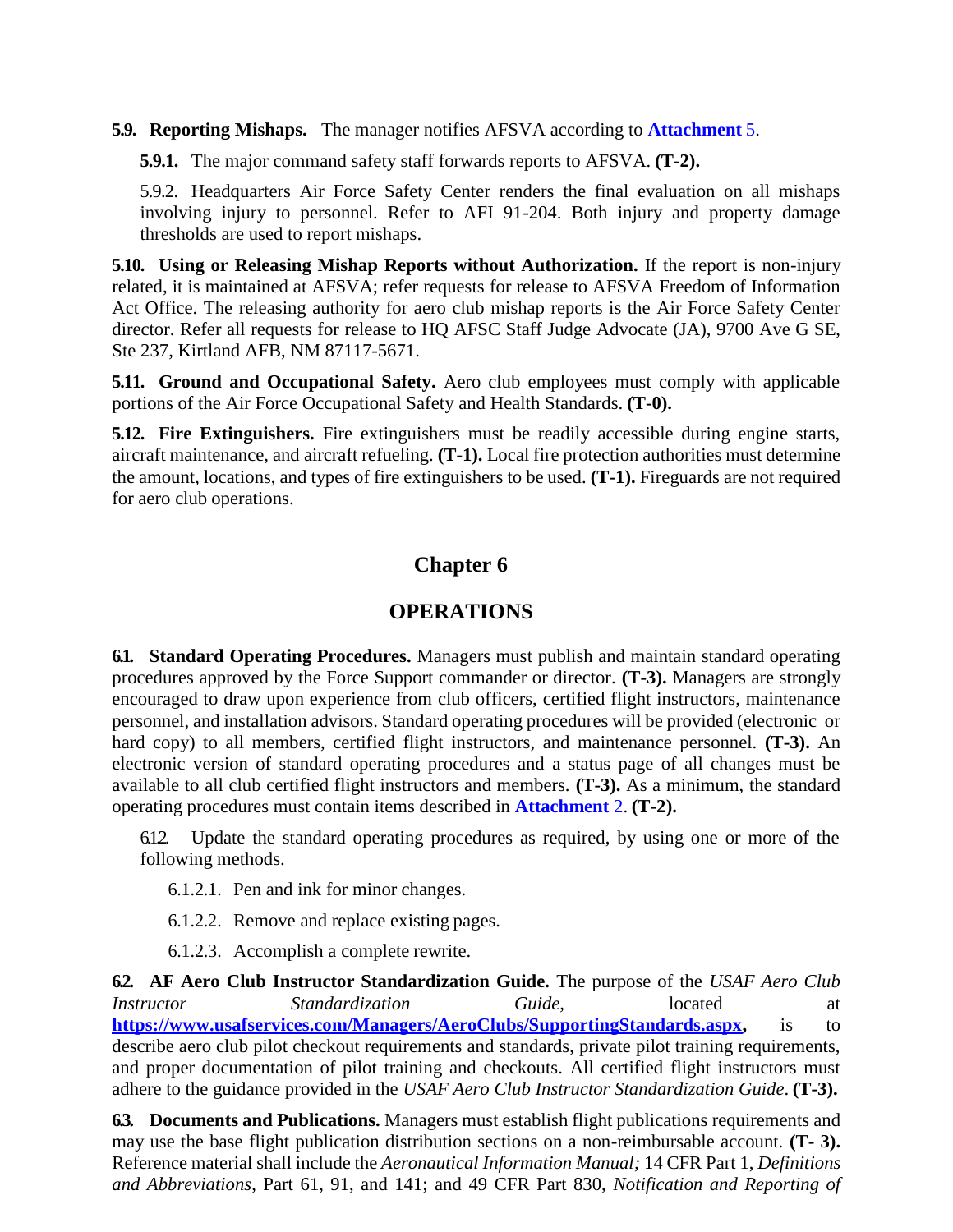**5.9. Reporting Mishaps.** The manager notifies AFSVA according to **Attachment** 5.

**5.9.1.** The major command safety staff forwards reports to AFSVA. **(T-2).**

5.9.2. Headquarters Air Force Safety Center renders the final evaluation on all mishaps involving injury to personnel. Refer to AFI 91-204. Both injury and property damage thresholds are used to report mishaps.

**5.10. Using or Releasing Mishap Reports without Authorization.** If the report is non-injury related, it is maintained at AFSVA; refer requests for release to AFSVA Freedom of Information Act Office. The releasing authority for aero club mishap reports is the Air Force Safety Center director. Refer all requests for release to HQ AFSC Staff Judge Advocate (JA), 9700 Ave G SE, Ste 237, Kirtland AFB, NM 87117-5671.

**5.11. Ground and Occupational Safety.** Aero club employees must comply with applicable portions of the Air Force Occupational Safety and Health Standards. **(T-0).**

**5.12. Fire Extinguishers.** Fire extinguishers must be readily accessible during engine starts, aircraft maintenance, and aircraft refueling. **(T-1).** Local fire protection authorities must determine the amount, locations, and types of fire extinguishers to be used. **(T-1).** Fireguards are not required for aero club operations.

# Chapter 6

# OPERATIONS

**6.1. Standard Operating Procedures.** Managers must publish and maintain standard operating procedures approved by the Force Support commander or director. **(T-3).** Managers are strongly encouraged to draw upon experience from club officers, certified flight instructors, maintenance personnel, and installation advisors. Standard operating procedures will be provided (electronic or hard copy) to all members, certified flight instructors, and maintenance personnel. **(T-3).** An electronic version of standard operating procedures and a status page of all changes must be available to all club certified flight instructors and members. **(T-3).** As a minimum, the standard operating procedures must contain items described in **Attachment** 2. **(T-2).**

6.1.2. Update the standard operating procedures as required, by using one or more of the following methods.

6.1.2.1. Pen and ink for minor changes.

6.1.2.2. Remove and replace existing pages.

6.1.2.3. Accomplish a complete rewrite.

**6.2. AF Aero Club Instructor Standardization Guide.** The purpose of the *USAF Aero Club Instructor Standardization Guide*, located at **https://www.usafservices.com/Managers/AeroClubs/SupportingStandards.aspx,** is to describe aero club pilot checkout requirements and standards, private pilot training requirements, and proper documentation of pilot training and checkouts. All certified flight instructors must adhere to the guidance provided in the *USAF Aero Club Instructor Standardization Guide*. **(T-3).**

**6.3. Documents and Publications.** Managers must establish flight publications requirements and may use the base flight publication distribution sections on a non-reimbursable account. **(T- 3).** Reference material shall include the *Aeronautical Information Manual;* 14 CFR Part 1, *Definitions and Abbreviations*, Part 61, 91, and 141; and 49 CFR Part 830, *Notification and Reporting of*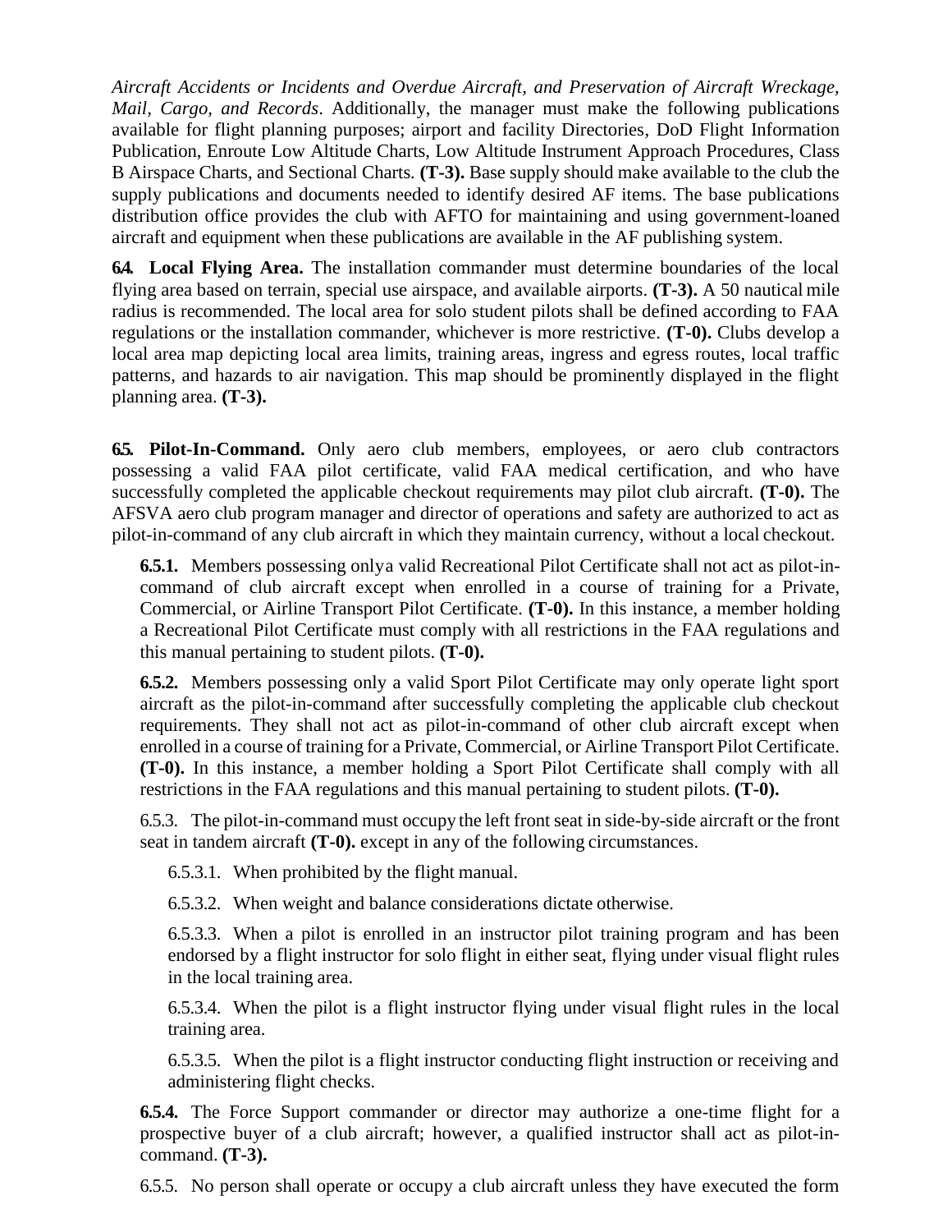*Aircraft Accidents or Incidents and Overdue Aircraft, and Preservation of Aircraft Wreckage, Mail, Cargo, and Records*. Additionally, the manager must make the following publications available for flight planning purposes; airport and facility Directories, DoD Flight Information Publication, Enroute Low Altitude Charts, Low Altitude Instrument Approach Procedures, Class B Airspace Charts, and Sectional Charts. **(T-3).** Base supply should make available to the club the supply publications and documents needed to identify desired AF items. The base publications distribution office provides the club with AFTO for maintaining and using government-loaned aircraft and equipment when these publications are available in the AF publishing system.

**6.4. Local Flying Area.** The installation commander must determine boundaries of the local flying area based on terrain, special use airspace, and available airports. **(T-3).** A 50 nautical mile radius is recommended. The local area for solo student pilots shall be defined according to FAA regulations or the installation commander, whichever is more restrictive. **(T-0).** Clubs develop a local area map depicting local area limits, training areas, ingress and egress routes, local traffic patterns, and hazards to air navigation. This map should be prominently displayed in the flight planning area. **(T-3).**

**6.5. Pilot-In-Command.** Only aero club members, employees, or aero club contractors possessing a valid FAA pilot certificate, valid FAA medical certification, and who have successfully completed the applicable checkout requirements may pilot club aircraft. **(T-0).** The AFSVA aero club program manager and director of operations and safety are authorized to act as pilot-in-command of any club aircraft in which they maintain currency, without a local checkout.

**6.5.1.** Members possessing onlya valid Recreational Pilot Certificate shall not act as pilot-in-command of club aircraft except when enrolled in a course of training for a Private, Commercial, or Airline Transport Pilot Certificate. **(T-0).** In this instance, a member holding a Recreational Pilot Certificate must comply with all restrictions in the FAA regulations and this manual pertaining to student pilots. **(T-0).**

**6.5.2.** Members possessing only a valid Sport Pilot Certificate may only operate light sport aircraft as the pilot-in-command after successfully completing the applicable club checkout requirements. They shall not act as pilot-in-command of other club aircraft except when enrolled in a course of training for a Private, Commercial, or Airline Transport Pilot Certificate. **(T-0).** In this instance, a member holding a Sport Pilot Certificate shall comply with all restrictions in the FAA regulations and this manual pertaining to student pilots. **(T-0).**

6.5.3. The pilot-in-command must occupy the left front seat in side-by-side aircraft or the front seat in tandem aircraft **(T-0).** except in any of the following circumstances.

6.5.3.1. When prohibited by the flight manual.

6.5.3.2. When weight and balance considerations dictate otherwise.

6.5.3.3. When a pilot is enrolled in an instructor pilot training program and has been endorsed by a flight instructor for solo flight in either seat, flying under visual flight rules in the local training area.

6.5.3.4. When the pilot is a flight instructor flying under visual flight rules in the local training area.

6.5.3.5. When the pilot is a flight instructor conducting flight instruction or receiving and administering flight checks.

**6.5.4.** The Force Support commander or director may authorize a one-time flight for a prospective buyer of a club aircraft; however, a qualified instructor shall act as pilot-in-command. **(T-3).**

6.5.5. No person shall operate or occupy a club aircraft unless they have executed the form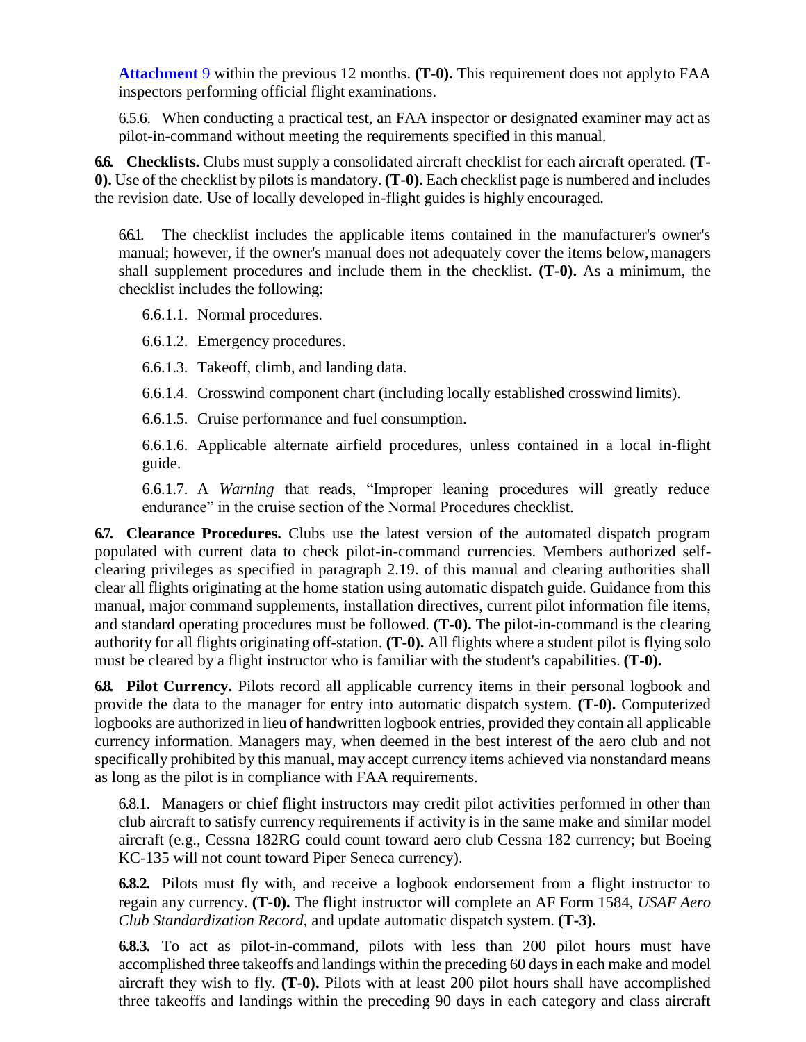**Attachment** 9 within the previous 12 months. **(T-0).** This requirement does not applyto FAA inspectors performing official flight examinations.

6.5.6. When conducting a practical test, an FAA inspector or designated examiner may act as pilot-in-command without meeting the requirements specified in this manual.

**6.6. Checklists.** Clubs must supply a consolidated aircraft checklist for each aircraft operated. **(T-0).** Use of the checklist by pilots is mandatory. **(T-0).** Each checklist page is numbered and includes the revision date. Use of locally developed in-flight guides is highly encouraged.

6.6.1. The checklist includes the applicable items contained in the manufacturer's owner's manual; however, if the owner's manual does not adequately cover the items below, managers shall supplement procedures and include them in the checklist. **(T-0).** As a minimum, the checklist includes the following:

6.6.1.1. Normal procedures.

6.6.1.2. Emergency procedures.

6.6.1.3. Takeoff, climb, and landing data.

6.6.1.4. Crosswind component chart (including locally established crosswind limits).

6.6.1.5. Cruise performance and fuel consumption.

6.6.1.6. Applicable alternate airfield procedures, unless contained in a local in-flight guide.

6.6.1.7. A *Warning* that reads, "Improper leaning procedures will greatly reduce endurance" in the cruise section of the Normal Procedures checklist.

**6.7. Clearance Procedures.** Clubs use the latest version of the automated dispatch program populated with current data to check pilot-in-command currencies. Members authorized self-clearing privileges as specified in paragraph 2.19. of this manual and clearing authorities shall clear all flights originating at the home station using automatic dispatch guide. Guidance from this manual, major command supplements, installation directives, current pilot information file items, and standard operating procedures must be followed. **(T-0).** The pilot-in-command is the clearing authority for all flights originating off-station. **(T-0).** All flights where a student pilot is flying solo must be cleared by a flight instructor who is familiar with the student's capabilities. **(T-0).**

**6.8. Pilot Currency.** Pilots record all applicable currency items in their personal logbook and provide the data to the manager for entry into automatic dispatch system. **(T-0).** Computerized logbooks are authorized in lieu of handwritten logbook entries, provided they contain all applicable currency information. Managers may, when deemed in the best interest of the aero club and not specifically prohibited by this manual, may accept currency items achieved via nonstandard means as long as the pilot is in compliance with FAA requirements.

6.8.1. Managers or chief flight instructors may credit pilot activities performed in other than club aircraft to satisfy currency requirements if activity is in the same make and similar model aircraft (e.g., Cessna 182RG could count toward aero club Cessna 182 currency; but Boeing KC-135 will not count toward Piper Seneca currency).

**6.8.2.** Pilots must fly with, and receive a logbook endorsement from a flight instructor to regain any currency. **(T-0).** The flight instructor will complete an AF Form 1584, *USAF Aero Club Standardization Record*, and update automatic dispatch system. **(T-3).**

**6.8.3.** To act as pilot-in-command, pilots with less than 200 pilot hours must have accomplished three takeoffs and landings within the preceding 60 days in each make and model aircraft they wish to fly. **(T-0).** Pilots with at least 200 pilot hours shall have accomplished three takeoffs and landings within the preceding 90 days in each category and class aircraft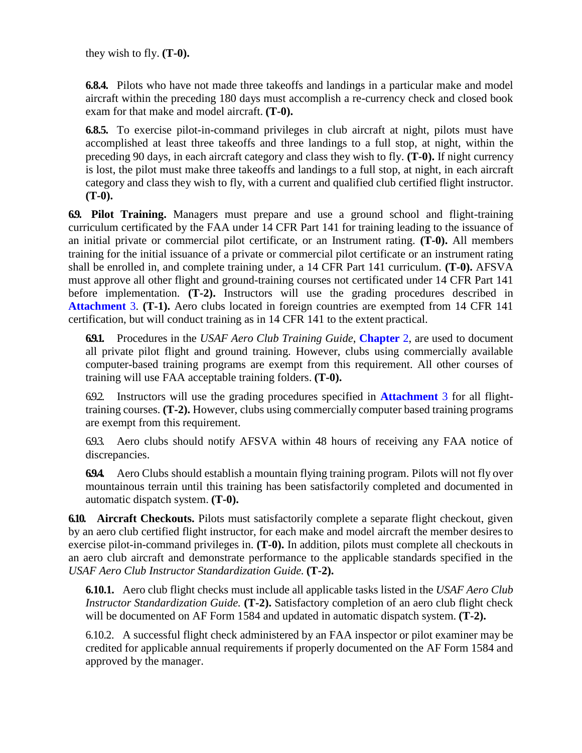they wish to fly. **(T-0).**

**6.8.4.** Pilots who have not made three takeoffs and landings in a particular make and model aircraft within the preceding 180 days must accomplish a re-currency check and closed book exam for that make and model aircraft. **(T-0).**

**6.8.5.** To exercise pilot-in-command privileges in club aircraft at night, pilots must have accomplished at least three takeoffs and three landings to a full stop, at night, within the preceding 90 days, in each aircraft category and class they wish to fly. **(T-0).** If night currency is lost, the pilot must make three takeoffs and landings to a full stop, at night, in each aircraft category and class they wish to fly, with a current and qualified club certified flight instructor. **(T-0).**

**6.9. Pilot Training.** Managers must prepare and use a ground school and flight-training curriculum certificated by the FAA under 14 CFR Part 141 for training leading to the issuance of an initial private or commercial pilot certificate, or an Instrument rating. **(T-0).** All members training for the initial issuance of a private or commercial pilot certificate or an instrument rating shall be enrolled in, and complete training under, a 14 CFR Part 141 curriculum. **(T-0).** AFSVA must approve all other flight and ground-training courses not certificated under 14 CFR Part 141 before implementation. **(T-2).** Instructors will use the grading procedures described in **Attachment** 3. **(T-1).** Aero clubs located in foreign countries are exempted from 14 CFR 141 certification, but will conduct training as in 14 CFR 141 to the extent practical.

**6.9.1.** Procedures in the *USAF Aero Club Training Guide*, **Chapter** 2, are used to document all private pilot flight and ground training. However, clubs using commercially available computer-based training programs are exempt from this requirement. All other courses of training will use FAA acceptable training folders. **(T-0).**

6.9.2. Instructors will use the grading procedures specified in **Attachment** 3 for all flight-training courses. **(T-2).** However, clubs using commercially computer based training programs are exempt from this requirement.

6.9.3. Aero clubs should notify AFSVA within 48 hours of receiving any FAA notice of discrepancies.

**6.9.4.** Aero Clubs should establish a mountain flying training program. Pilots will not fly over mountainous terrain until this training has been satisfactorily completed and documented in automatic dispatch system. **(T-0).**

**6.10. Aircraft Checkouts.** Pilots must satisfactorily complete a separate flight checkout, given by an aero club certified flight instructor, for each make and model aircraft the member desires to exercise pilot-in-command privileges in. **(T-0).** In addition, pilots must complete all checkouts in an aero club aircraft and demonstrate performance to the applicable standards specified in the *USAF Aero Club Instructor Standardization Guide.* **(T-2).**

**6.10.1.** Aero club flight checks must include all applicable tasks listed in the *USAF Aero Club Instructor Standardization Guide.* **(T-2).** Satisfactory completion of an aero club flight check will be documented on AF Form 1584 and updated in automatic dispatch system. **(T-2).**

6.10.2. A successful flight check administered by an FAA inspector or pilot examiner may be credited for applicable annual requirements if properly documented on the AF Form 1584 and approved by the manager.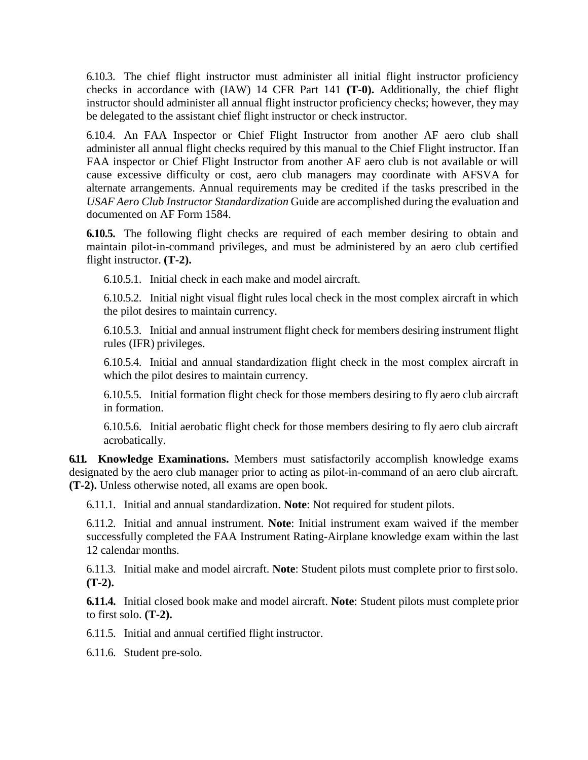6.10.3. The chief flight instructor must administer all initial flight instructor proficiency checks in accordance with (IAW) 14 CFR Part 141 **(T-0).** Additionally, the chief flight instructor should administer all annual flight instructor proficiency checks; however, they may be delegated to the assistant chief flight instructor or check instructor.

6.10.4. An FAA Inspector or Chief Flight Instructor from another AF aero club shall administer all annual flight checks required by this manual to the Chief Flight instructor. If an FAA inspector or Chief Flight Instructor from another AF aero club is not available or will cause excessive difficulty or cost, aero club managers may coordinate with AFSVA for alternate arrangements. Annual requirements may be credited if the tasks prescribed in the *USAF Aero Club Instructor Standardization* Guide are accomplished during the evaluation and documented on AF Form 1584.

**6.10.5.** The following flight checks are required of each member desiring to obtain and maintain pilot-in-command privileges, and must be administered by an aero club certified flight instructor. **(T-2).**

6.10.5.1. Initial check in each make and model aircraft.

6.10.5.2. Initial night visual flight rules local check in the most complex aircraft in which the pilot desires to maintain currency.

6.10.5.3. Initial and annual instrument flight check for members desiring instrument flight rules (IFR) privileges.

6.10.5.4. Initial and annual standardization flight check in the most complex aircraft in which the pilot desires to maintain currency.

6.10.5.5. Initial formation flight check for those members desiring to fly aero club aircraft in formation.

6.10.5.6. Initial aerobatic flight check for those members desiring to fly aero club aircraft acrobatically.

**6.11. Knowledge Examinations.** Members must satisfactorily accomplish knowledge exams designated by the aero club manager prior to acting as pilot-in-command of an aero club aircraft. **(T-2).** Unless otherwise noted, all exams are open book.

6.11.1. Initial and annual standardization. **Note**: Not required for student pilots.

6.11.2. Initial and annual instrument. **Note**: Initial instrument exam waived if the member successfully completed the FAA Instrument Rating-Airplane knowledge exam within the last 12 calendar months.

6.11.3. Initial make and model aircraft. **Note**: Student pilots must complete prior to first solo. **(T-2).**

**6.11.4.** Initial closed book make and model aircraft. **Note**: Student pilots must complete prior to first solo. **(T-2).**

6.11.5. Initial and annual certified flight instructor.

6.11.6. Student pre-solo.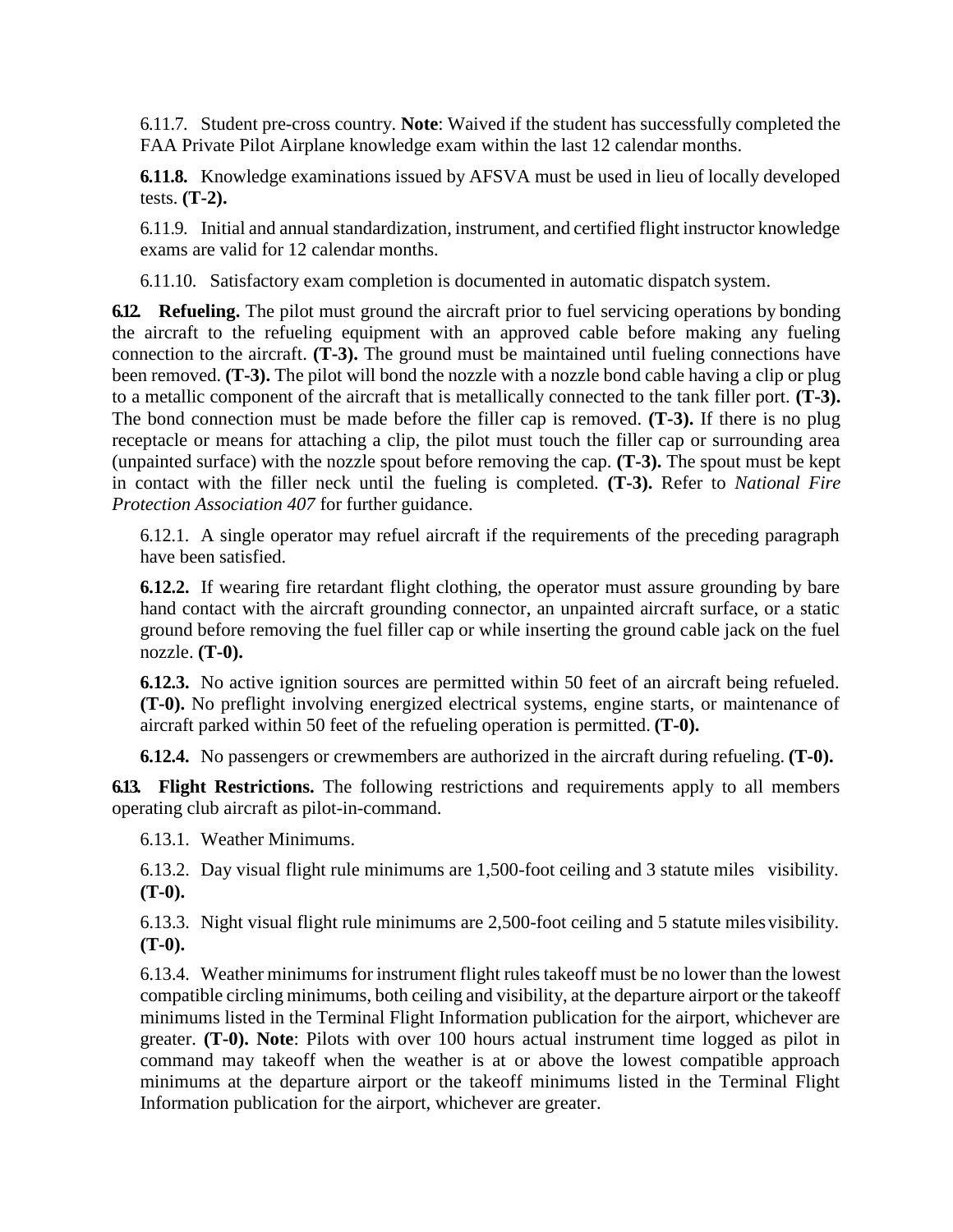6.11.7. Student pre-cross country. **Note**: Waived if the student has successfully completed the FAA Private Pilot Airplane knowledge exam within the last 12 calendar months.

**6.11.8.** Knowledge examinations issued by AFSVA must be used in lieu of locally developed tests. **(T-2).**

6.11.9. Initial and annual standardization, instrument, and certified flight instructor knowledge exams are valid for 12 calendar months.

6.11.10. Satisfactory exam completion is documented in automatic dispatch system.

**6.12. Refueling.** The pilot must ground the aircraft prior to fuel servicing operations by bonding the aircraft to the refueling equipment with an approved cable before making any fueling connection to the aircraft. **(T-3).** The ground must be maintained until fueling connections have been removed. **(T-3).** The pilot will bond the nozzle with a nozzle bond cable having a clip or plug to a metallic component of the aircraft that is metallically connected to the tank filler port. **(T-3).** The bond connection must be made before the filler cap is removed. **(T-3).** If there is no plug receptacle or means for attaching a clip, the pilot must touch the filler cap or surrounding area (unpainted surface) with the nozzle spout before removing the cap. **(T-3).** The spout must be kept in contact with the filler neck until the fueling is completed. **(T-3).** Refer to *National Fire Protection Association 407* for further guidance.

6.12.1. A single operator may refuel aircraft if the requirements of the preceding paragraph have been satisfied.

**6.12.2.** If wearing fire retardant flight clothing, the operator must assure grounding by bare hand contact with the aircraft grounding connector, an unpainted aircraft surface, or a static ground before removing the fuel filler cap or while inserting the ground cable jack on the fuel nozzle. **(T-0).**

**6.12.3.** No active ignition sources are permitted within 50 feet of an aircraft being refueled. **(T-0).** No preflight involving energized electrical systems, engine starts, or maintenance of aircraft parked within 50 feet of the refueling operation is permitted. **(T-0).**

**6.12.4.** No passengers or crewmembers are authorized in the aircraft during refueling. **(T-0).**

**6.13. Flight Restrictions.** The following restrictions and requirements apply to all members operating club aircraft as pilot-in-command.

6.13.1. Weather Minimums.

6.13.2. Day visual flight rule minimums are 1,500-foot ceiling and 3 statute miles visibility. **(T-0).**

6.13.3. Night visual flight rule minimums are 2,500-foot ceiling and 5 statute miles visibility. **(T-0).**

6.13.4. Weather minimums for instrument flight rules takeoff must be no lower than the lowest compatible circling minimums, both ceiling and visibility, at the departure airport or the takeoff minimums listed in the Terminal Flight Information publication for the airport, whichever are greater. **(T-0). Note**: Pilots with over 100 hours actual instrument time logged as pilot in command may takeoff when the weather is at or above the lowest compatible approach minimums at the departure airport or the takeoff minimums listed in the Terminal Flight Information publication for the airport, whichever are greater.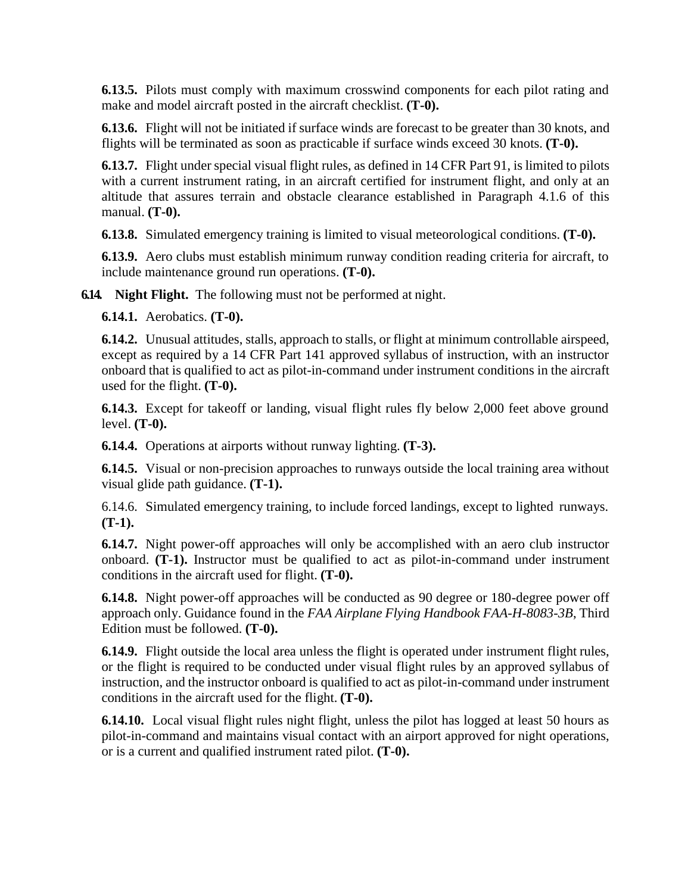**6.13.5.** Pilots must comply with maximum crosswind components for each pilot rating and make and model aircraft posted in the aircraft checklist. **(T-0).**

**6.13.6.** Flight will not be initiated if surface winds are forecast to be greater than 30 knots, and flights will be terminated as soon as practicable if surface winds exceed 30 knots. **(T-0).**

**6.13.7.** Flight under special visual flight rules, as defined in 14 CFR Part 91, is limited to pilots with a current instrument rating, in an aircraft certified for instrument flight, and only at an altitude that assures terrain and obstacle clearance established in Paragraph 4.1.6 of this manual. **(T-0).**

**6.13.8.** Simulated emergency training is limited to visual meteorological conditions. **(T-0).**

**6.13.9.** Aero clubs must establish minimum runway condition reading criteria for aircraft, to include maintenance ground run operations. **(T-0).**

**6.14. Night Flight.** The following must not be performed at night.

**6.14.1.** Aerobatics. **(T-0).**

**6.14.2.** Unusual attitudes, stalls, approach to stalls, or flight at minimum controllable airspeed, except as required by a 14 CFR Part 141 approved syllabus of instruction, with an instructor onboard that is qualified to act as pilot-in-command under instrument conditions in the aircraft used for the flight. **(T-0).**

**6.14.3.** Except for takeoff or landing, visual flight rules fly below 2,000 feet above ground level. **(T-0).**

**6.14.4.** Operations at airports without runway lighting. **(T-3).**

**6.14.5.** Visual or non-precision approaches to runways outside the local training area without visual glide path guidance. **(T-1).**

6.14.6. Simulated emergency training, to include forced landings, except to lighted runways. **(T-1).**

**6.14.7.** Night power-off approaches will only be accomplished with an aero club instructor onboard. **(T-1).** Instructor must be qualified to act as pilot-in-command under instrument conditions in the aircraft used for flight. **(T-0).**

**6.14.8.** Night power-off approaches will be conducted as 90 degree or 180-degree power off approach only. Guidance found in the *FAA Airplane Flying Handbook FAA-H-8083-3B*, Third Edition must be followed. **(T-0).**

**6.14.9.** Flight outside the local area unless the flight is operated under instrument flight rules, or the flight is required to be conducted under visual flight rules by an approved syllabus of instruction, and the instructor onboard is qualified to act as pilot-in-command under instrument conditions in the aircraft used for the flight. **(T-0).**

**6.14.10.** Local visual flight rules night flight, unless the pilot has logged at least 50 hours as pilot-in-command and maintains visual contact with an airport approved for night operations, or is a current and qualified instrument rated pilot. **(T-0).**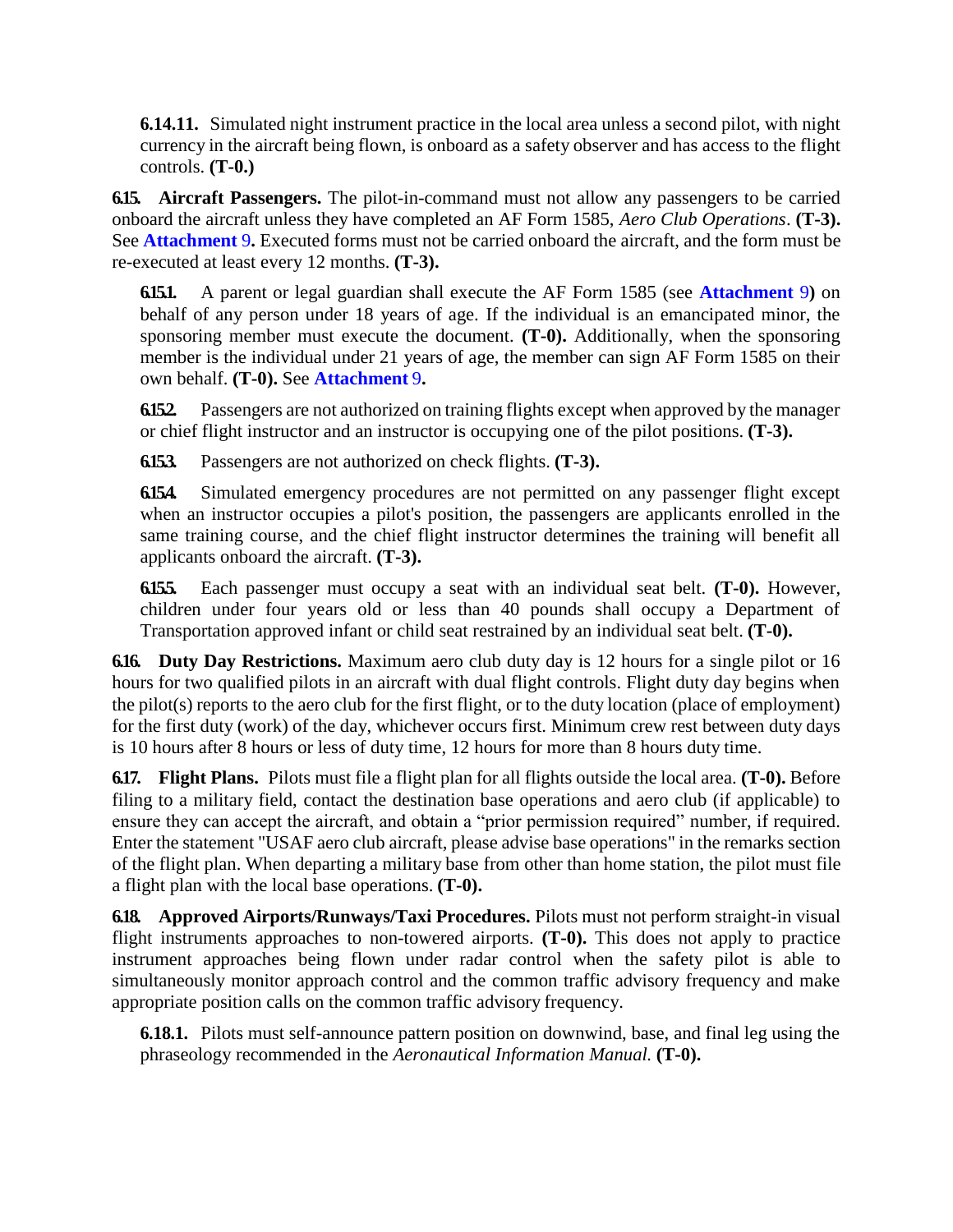**6.14.11.** Simulated night instrument practice in the local area unless a second pilot, with night currency in the aircraft being flown, is onboard as a safety observer and has access to the flight controls. **(T-0.)**

**6.15. Aircraft Passengers.** The pilot-in-command must not allow any passengers to be carried onboard the aircraft unless they have completed an AF Form 1585, *Aero Club Operations*. **(T-3).** See **Attachment 9.** Executed forms must not be carried onboard the aircraft, and the form must be re-executed at least every 12 months. **(T-3).**

**6.15.1.** A parent or legal guardian shall execute the AF Form 1585 (see **Attachment 9)** on behalf of any person under 18 years of age. If the individual is an emancipated minor, the sponsoring member must execute the document. **(T-0).** Additionally, when the sponsoring member is the individual under 21 years of age, the member can sign AF Form 1585 on their own behalf. **(T-0).** See **Attachment 9.**

**6.15.2.** Passengers are not authorized on training flights except when approved by the manager or chief flight instructor and an instructor is occupying one of the pilot positions. **(T-3).**

**6.15.3.** Passengers are not authorized on check flights. **(T-3).**

**6.15.4.** Simulated emergency procedures are not permitted on any passenger flight except when an instructor occupies a pilot's position, the passengers are applicants enrolled in the same training course, and the chief flight instructor determines the training will benefit all applicants onboard the aircraft. **(T-3).**

**6.15.5.** Each passenger must occupy a seat with an individual seat belt. **(T-0).** However, children under four years old or less than 40 pounds shall occupy a Department of Transportation approved infant or child seat restrained by an individual seat belt. **(T-0).**

**6.16. Duty Day Restrictions.** Maximum aero club duty day is 12 hours for a single pilot or 16 hours for two qualified pilots in an aircraft with dual flight controls. Flight duty day begins when the pilot(s) reports to the aero club for the first flight, or to the duty location (place of employment) for the first duty (work) of the day, whichever occurs first. Minimum crew rest between duty days is 10 hours after 8 hours or less of duty time, 12 hours for more than 8 hours duty time.

**6.17. Flight Plans.** Pilots must file a flight plan for all flights outside the local area. **(T-0).** Before filing to a military field, contact the destination base operations and aero club (if applicable) to ensure they can accept the aircraft, and obtain a "prior permission required" number, if required. Enter the statement "USAF aero club aircraft, please advise base operations" in the remarks section of the flight plan. When departing a military base from other than home station, the pilot must file a flight plan with the local base operations. **(T-0).**

**6.18. Approved Airports/Runways/Taxi Procedures.** Pilots must not perform straight-in visual flight instruments approaches to non-towered airports. **(T-0).** This does not apply to practice instrument approaches being flown under radar control when the safety pilot is able to simultaneously monitor approach control and the common traffic advisory frequency and make appropriate position calls on the common traffic advisory frequency.

**6.18.1.** Pilots must self-announce pattern position on downwind, base, and final leg using the phraseology recommended in the *Aeronautical Information Manual.* **(T-0).**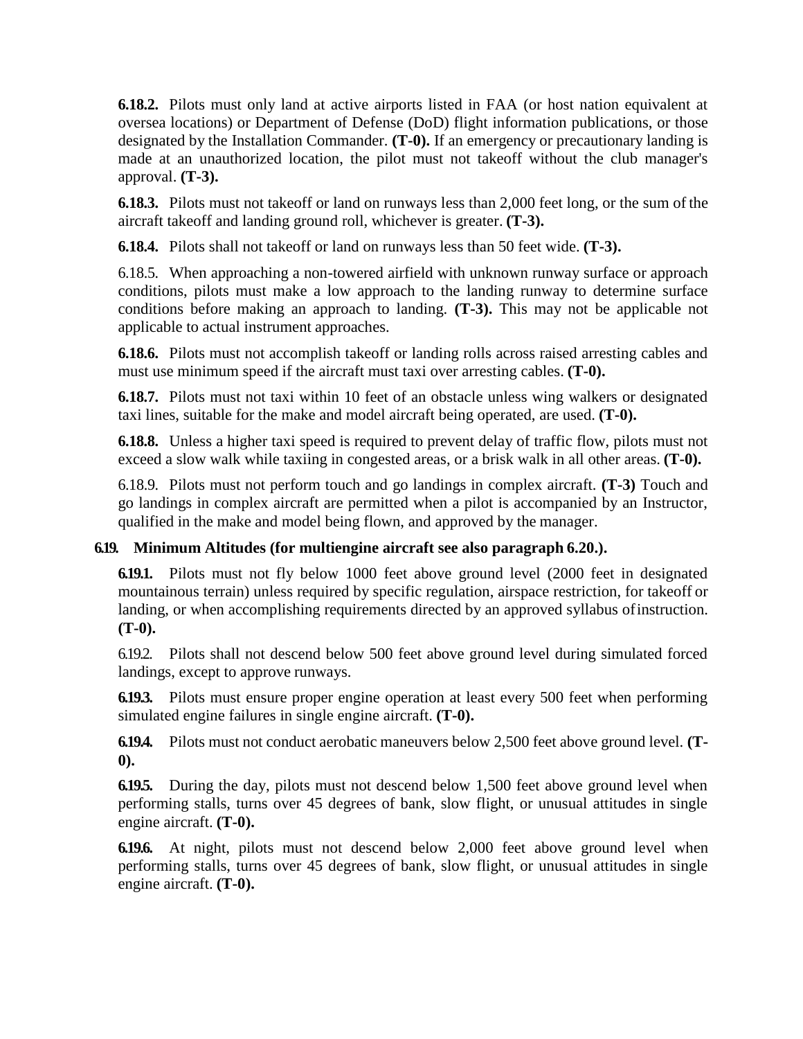**6.18.2.** Pilots must only land at active airports listed in FAA (or host nation equivalent at oversea locations) or Department of Defense (DoD) flight information publications, or those designated by the Installation Commander. **(T-0).** If an emergency or precautionary landing is made at an unauthorized location, the pilot must not takeoff without the club manager's approval. **(T-3).**

**6.18.3.** Pilots must not takeoff or land on runways less than 2,000 feet long, or the sum of the aircraft takeoff and landing ground roll, whichever is greater. **(T-3).**

**6.18.4.** Pilots shall not takeoff or land on runways less than 50 feet wide. **(T-3).**

6.18.5. When approaching a non-towered airfield with unknown runway surface or approach conditions, pilots must make a low approach to the landing runway to determine surface conditions before making an approach to landing. **(T-3).** This may not be applicable not applicable to actual instrument approaches.

**6.18.6.** Pilots must not accomplish takeoff or landing rolls across raised arresting cables and must use minimum speed if the aircraft must taxi over arresting cables. **(T-0).**

**6.18.7.** Pilots must not taxi within 10 feet of an obstacle unless wing walkers or designated taxi lines, suitable for the make and model aircraft being operated, are used. **(T-0).**

**6.18.8.** Unless a higher taxi speed is required to prevent delay of traffic flow, pilots must not exceed a slow walk while taxiing in congested areas, or a brisk walk in all other areas. **(T-0).**

6.18.9. Pilots must not perform touch and go landings in complex aircraft. **(T-3)** Touch and go landings in complex aircraft are permitted when a pilot is accompanied by an Instructor, qualified in the make and model being flown, and approved by the manager.

**6.19. Minimum Altitudes (for multiengine aircraft see also paragraph 6.20.).**

**6.19.1.** Pilots must not fly below 1000 feet above ground level (2000 feet in designated mountainous terrain) unless required by specific regulation, airspace restriction, for takeoff or landing, or when accomplishing requirements directed by an approved syllabus of instruction. **(T-0).**

6.19.2. Pilots shall not descend below 500 feet above ground level during simulated forced landings, except to approve runways.

**6.19.3.** Pilots must ensure proper engine operation at least every 500 feet when performing simulated engine failures in single engine aircraft. **(T-0).**

**6.19.4.** Pilots must not conduct aerobatic maneuvers below 2,500 feet above ground level. **(T-0).**

**6.19.5.** During the day, pilots must not descend below 1,500 feet above ground level when performing stalls, turns over 45 degrees of bank, slow flight, or unusual attitudes in single engine aircraft. **(T-0).**

**6.19.6.** At night, pilots must not descend below 2,000 feet above ground level when performing stalls, turns over 45 degrees of bank, slow flight, or unusual attitudes in single engine aircraft. **(T-0).**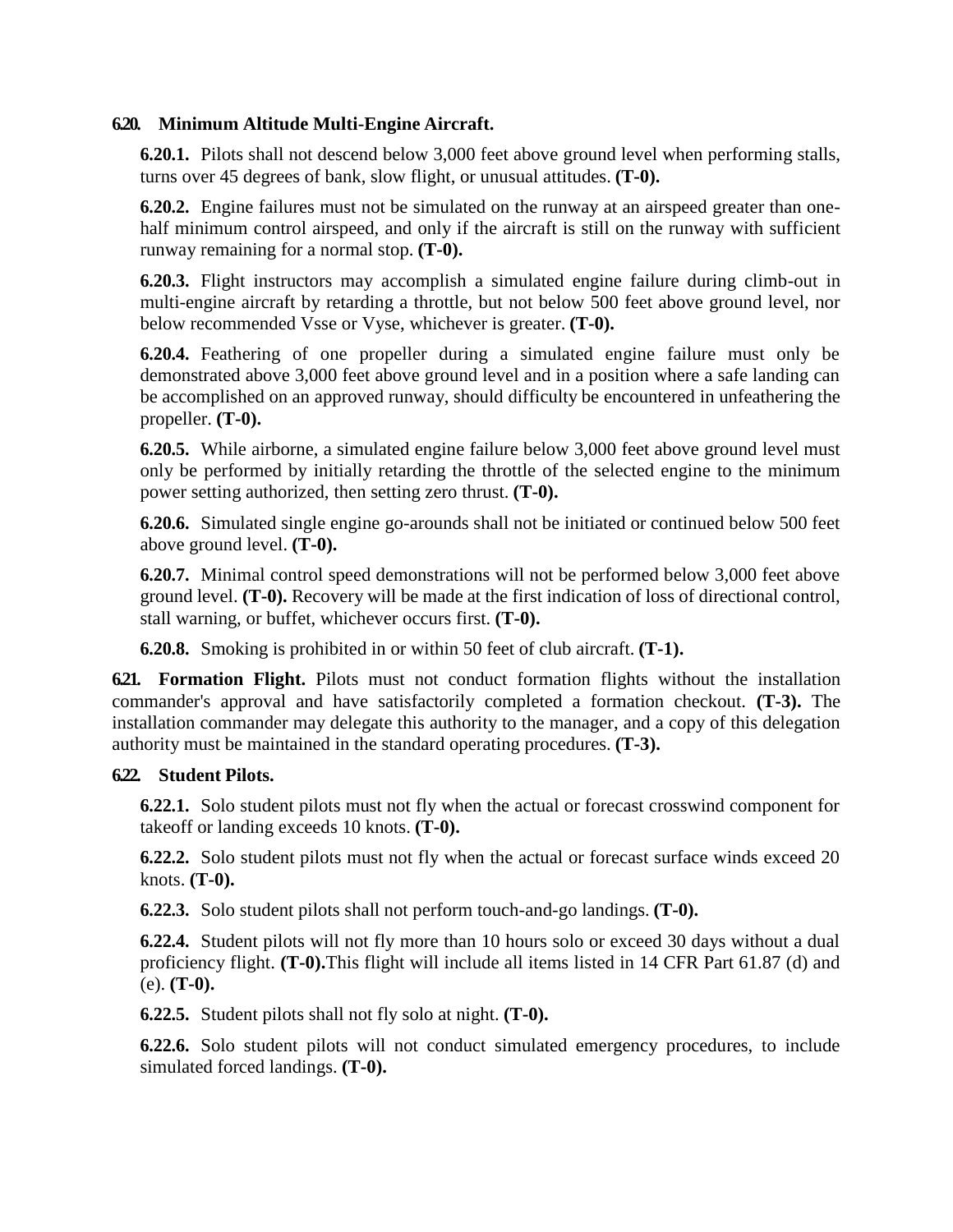**6.20. Minimum Altitude Multi-Engine Aircraft.**

**6.20.1.** Pilots shall not descend below 3,000 feet above ground level when performing stalls, turns over 45 degrees of bank, slow flight, or unusual attitudes. **(T-0).**

**6.20.2.** Engine failures must not be simulated on the runway at an airspeed greater than one-half minimum control airspeed, and only if the aircraft is still on the runway with sufficient runway remaining for a normal stop. **(T-0).**

**6.20.3.** Flight instructors may accomplish a simulated engine failure during climb-out in multi-engine aircraft by retarding a throttle, but not below 500 feet above ground level, nor below recommended Vsse or Vyse, whichever is greater. **(T-0).**

**6.20.4.** Feathering of one propeller during a simulated engine failure must only be demonstrated above 3,000 feet above ground level and in a position where a safe landing can be accomplished on an approved runway, should difficulty be encountered in unfeathering the propeller. **(T-0).**

**6.20.5.** While airborne, a simulated engine failure below 3,000 feet above ground level must only be performed by initially retarding the throttle of the selected engine to the minimum power setting authorized, then setting zero thrust. **(T-0).**

**6.20.6.** Simulated single engine go-arounds shall not be initiated or continued below 500 feet above ground level. **(T-0).**

**6.20.7.** Minimal control speed demonstrations will not be performed below 3,000 feet above ground level. **(T-0).** Recovery will be made at the first indication of loss of directional control, stall warning, or buffet, whichever occurs first. **(T-0).**

**6.20.8.** Smoking is prohibited in or within 50 feet of club aircraft. **(T-1).**

**6.21. Formation Flight.** Pilots must not conduct formation flights without the installation commander's approval and have satisfactorily completed a formation checkout. **(T-3).** The installation commander may delegate this authority to the manager, and a copy of this delegation authority must be maintained in the standard operating procedures. **(T-3).**

**6.22. Student Pilots.**

**6.22.1.** Solo student pilots must not fly when the actual or forecast crosswind component for takeoff or landing exceeds 10 knots. **(T-0).**

**6.22.2.** Solo student pilots must not fly when the actual or forecast surface winds exceed 20 knots. **(T-0).**

**6.22.3.** Solo student pilots shall not perform touch-and-go landings. **(T-0).**

**6.22.4.** Student pilots will not fly more than 10 hours solo or exceed 30 days without a dual proficiency flight. **(T-0).**This flight will include all items listed in 14 CFR Part 61.87 (d) and (e). **(T-0).**

**6.22.5.** Student pilots shall not fly solo at night. **(T-0).**

**6.22.6.** Solo student pilots will not conduct simulated emergency procedures, to include simulated forced landings. **(T-0).**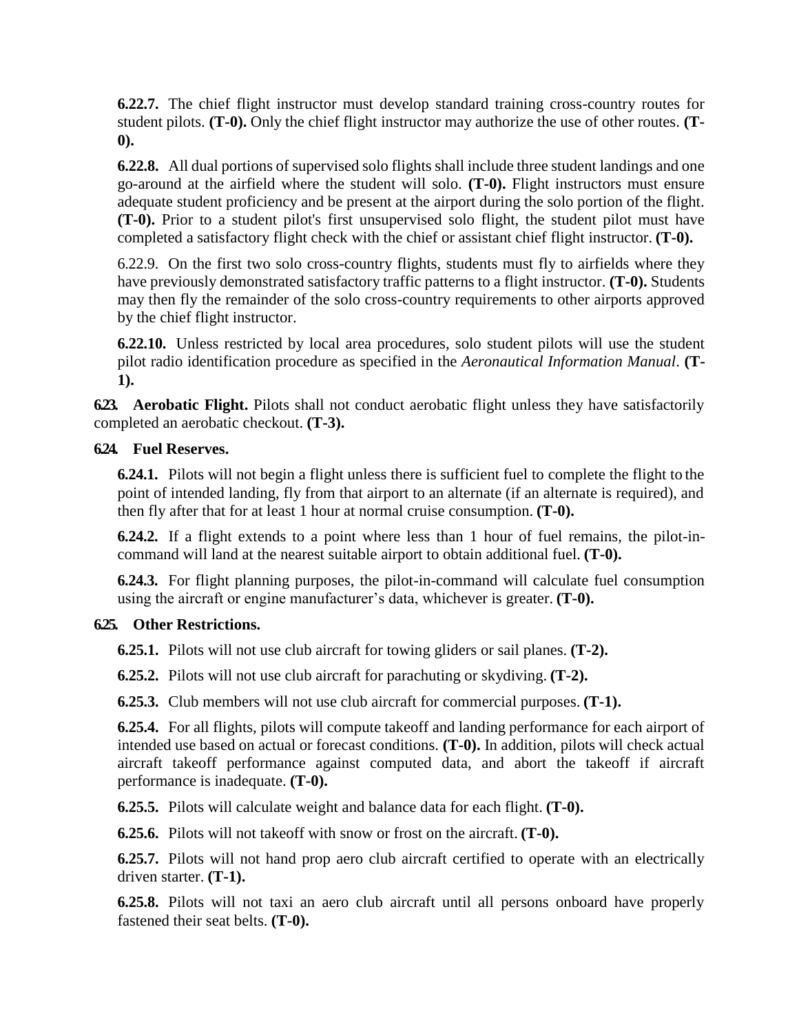**6.22.7.** The chief flight instructor must develop standard training cross-country routes for student pilots. **(T-0).** Only the chief flight instructor may authorize the use of other routes. **(T-0).**

**6.22.8.** All dual portions of supervised solo flights shall include three student landings and one go-around at the airfield where the student will solo. **(T-0).** Flight instructors must ensure adequate student proficiency and be present at the airport during the solo portion of the flight. **(T-0).** Prior to a student pilot's first unsupervised solo flight, the student pilot must have completed a satisfactory flight check with the chief or assistant chief flight instructor. **(T-0).**

6.22.9. On the first two solo cross-country flights, students must fly to airfields where they have previously demonstrated satisfactory traffic patterns to a flight instructor. **(T-0).** Students may then fly the remainder of the solo cross-country requirements to other airports approved by the chief flight instructor.

**6.22.10.** Unless restricted by local area procedures, solo student pilots will use the student pilot radio identification procedure as specified in the *Aeronautical Information Manual*. **(T-1).**

**6.23. Aerobatic Flight.** Pilots shall not conduct aerobatic flight unless they have satisfactorily completed an aerobatic checkout. **(T-3).**

**6.24. Fuel Reserves.**

**6.24.1.** Pilots will not begin a flight unless there is sufficient fuel to complete the flight to the point of intended landing, fly from that airport to an alternate (if an alternate is required), and then fly after that for at least 1 hour at normal cruise consumption. **(T-0).**

**6.24.2.** If a flight extends to a point where less than 1 hour of fuel remains, the pilot-in-command will land at the nearest suitable airport to obtain additional fuel. **(T-0).**

**6.24.3.** For flight planning purposes, the pilot-in-command will calculate fuel consumption using the aircraft or engine manufacturer's data, whichever is greater. **(T-0).**

**6.25. Other Restrictions.**

**6.25.1.** Pilots will not use club aircraft for towing gliders or sail planes. **(T-2).**

**6.25.2.** Pilots will not use club aircraft for parachuting or skydiving. **(T-2).**

**6.25.3.** Club members will not use club aircraft for commercial purposes. **(T-1).**

**6.25.4.** For all flights, pilots will compute takeoff and landing performance for each airport of intended use based on actual or forecast conditions. **(T-0).** In addition, pilots will check actual aircraft takeoff performance against computed data, and abort the takeoff if aircraft performance is inadequate. **(T-0).**

**6.25.5.** Pilots will calculate weight and balance data for each flight. **(T-0).**

**6.25.6.** Pilots will not takeoff with snow or frost on the aircraft. **(T-0).**

**6.25.7.** Pilots will not hand prop aero club aircraft certified to operate with an electrically driven starter. **(T-1).**

**6.25.8.** Pilots will not taxi an aero club aircraft until all persons onboard have properly fastened their seat belts. **(T-0).**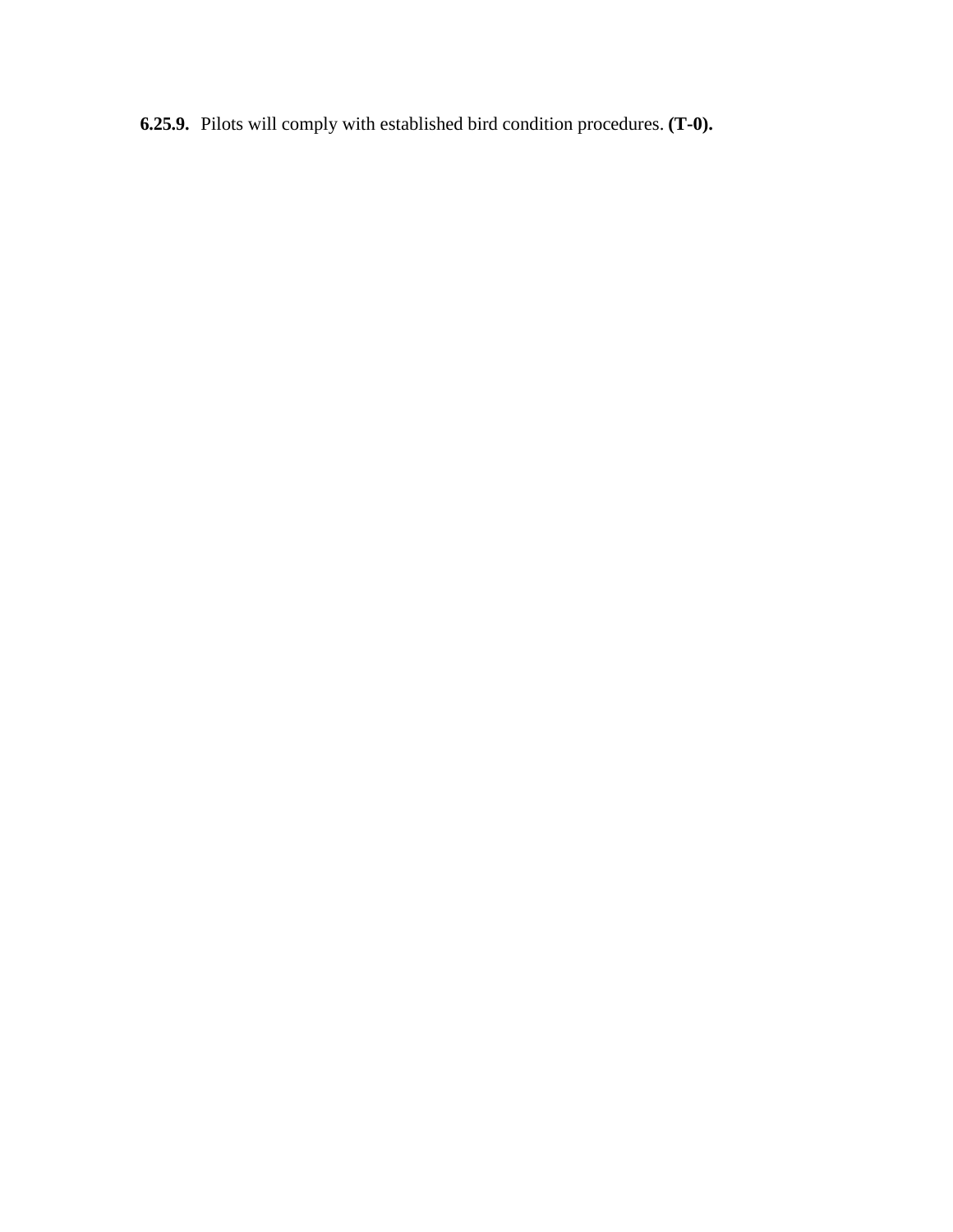**6.25.9.** Pilots will comply with established bird condition procedures. **(T-0).**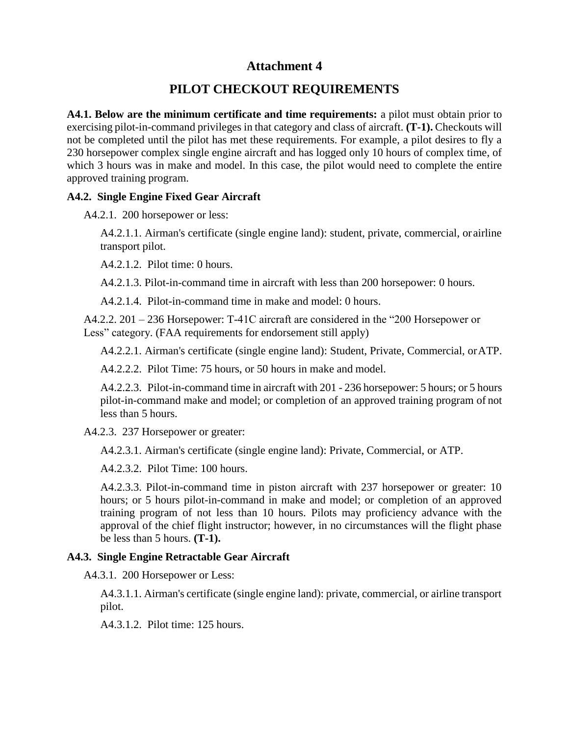# Attachment 4

## PILOT CHECKOUT REQUIREMENTS

**A4.1. Below are the minimum certificate and time requirements:** a pilot must obtain prior to exercising pilot-in-command privileges in that category and class of aircraft. **(T-1).** Checkouts will not be completed until the pilot has met these requirements. For example, a pilot desires to fly a 230 horsepower complex single engine aircraft and has logged only 10 hours of complex time, of which 3 hours was in make and model. In this case, the pilot would need to complete the entire approved training program.

**A4.2. Single Engine Fixed Gear Aircraft**

A4.2.1. 200 horsepower or less:

A4.2.1.1. Airman's certificate (single engine land): student, private, commercial, or airline transport pilot.

A4.2.1.2. Pilot time: 0 hours.

A4.2.1.3. Pilot-in-command time in aircraft with less than 200 horsepower: 0 hours.

A4.2.1.4. Pilot-in-command time in make and model: 0 hours.

A4.2.2. 201 – 236 Horsepower: T-41C aircraft are considered in the "200 Horsepower or Less" category. (FAA requirements for endorsement still apply)

A4.2.2.1. Airman's certificate (single engine land): Student, Private, Commercial, or ATP.

A4.2.2.2. Pilot Time: 75 hours, or 50 hours in make and model.

A4.2.2.3. Pilot-in-command time in aircraft with 201 - 236 horsepower: 5 hours; or 5 hours pilot-in-command make and model; or completion of an approved training program of not less than 5 hours.

A4.2.3. 237 Horsepower or greater:

A4.2.3.1. Airman's certificate (single engine land): Private, Commercial, or ATP.

A4.2.3.2. Pilot Time: 100 hours.

A4.2.3.3. Pilot-in-command time in piston aircraft with 237 horsepower or greater: 10 hours; or 5 hours pilot-in-command in make and model; or completion of an approved training program of not less than 10 hours. Pilots may proficiency advance with the approval of the chief flight instructor; however, in no circumstances will the flight phase be less than 5 hours. **(T-1).**

**A4.3. Single Engine Retractable Gear Aircraft**

A4.3.1. 200 Horsepower or Less:

A4.3.1.1. Airman's certificate (single engine land): private, commercial, or airline transport pilot.

A4.3.1.2. Pilot time: 125 hours.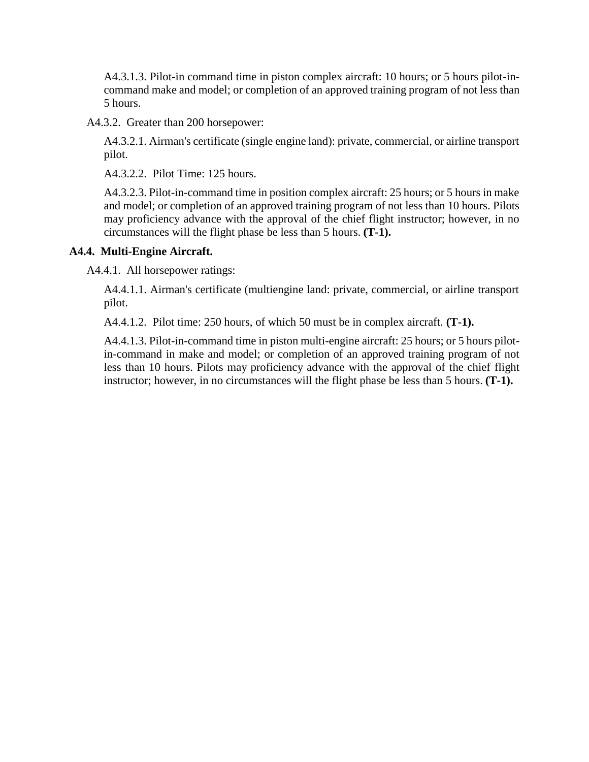A4.3.1.3. Pilot-in command time in piston complex aircraft: 10 hours; or 5 hours pilot-in-command make and model; or completion of an approved training program of not less than 5 hours.

A4.3.2. Greater than 200 horsepower:

A4.3.2.1. Airman's certificate (single engine land): private, commercial, or airline transport pilot.

A4.3.2.2. Pilot Time: 125 hours.

A4.3.2.3. Pilot-in-command time in position complex aircraft: 25 hours; or 5 hours in make and model; or completion of an approved training program of not less than 10 hours. Pilots may proficiency advance with the approval of the chief flight instructor; however, in no circumstances will the flight phase be less than 5 hours. **(T-1).**

**A4.4. Multi-Engine Aircraft.**

A4.4.1. All horsepower ratings:

A4.4.1.1. Airman's certificate (multiengine land: private, commercial, or airline transport pilot.

A4.4.1.2. Pilot time: 250 hours, of which 50 must be in complex aircraft. **(T-1).**

A4.4.1.3. Pilot-in-command time in piston multi-engine aircraft: 25 hours; or 5 hours pilot-in-command in make and model; or completion of an approved training program of not less than 10 hours. Pilots may proficiency advance with the approval of the chief flight instructor; however, in no circumstances will the flight phase be less than 5 hours. **(T-1).**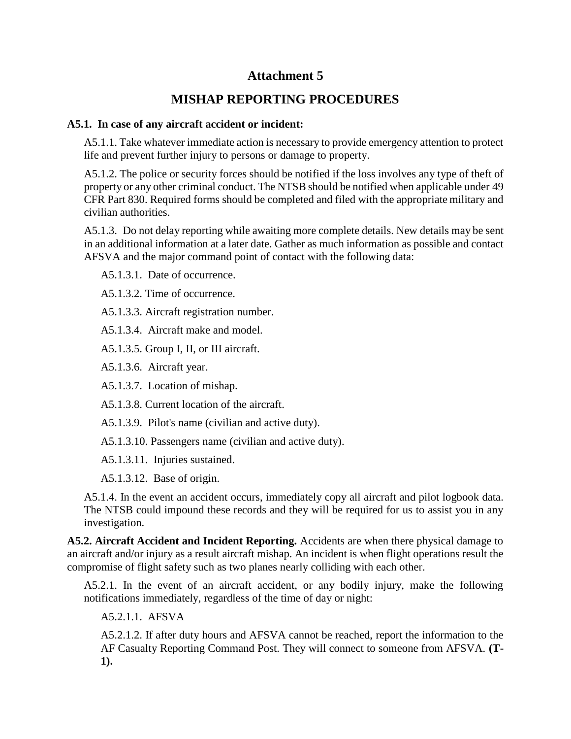# Attachment 5

## MISHAP REPORTING PROCEDURES

**A5.1. In case of any aircraft accident or incident:**

A5.1.1. Take whatever immediate action is necessary to provide emergency attention to protect life and prevent further injury to persons or damage to property.

A5.1.2. The police or security forces should be notified if the loss involves any type of theft of property or any other criminal conduct. The NTSB should be notified when applicable under 49 CFR Part 830. Required forms should be completed and filed with the appropriate military and civilian authorities.

A5.1.3. Do not delay reporting while awaiting more complete details. New details may be sent in an additional information at a later date. Gather as much information as possible and contact AFSVA and the major command point of contact with the following data:

A5.1.3.1. Date of occurrence.

A5.1.3.2. Time of occurrence.

A5.1.3.3. Aircraft registration number.

A5.1.3.4. Aircraft make and model.

A5.1.3.5. Group I, II, or III aircraft.

A5.1.3.6. Aircraft year.

A5.1.3.7. Location of mishap.

A5.1.3.8. Current location of the aircraft.

A5.1.3.9. Pilot's name (civilian and active duty).

A5.1.3.10. Passengers name (civilian and active duty).

A5.1.3.11. Injuries sustained.

A5.1.3.12. Base of origin.

A5.1.4. In the event an accident occurs, immediately copy all aircraft and pilot logbook data. The NTSB could impound these records and they will be required for us to assist you in any investigation.

**A5.2. Aircraft Accident and Incident Reporting.** Accidents are when there physical damage to an aircraft and/or injury as a result aircraft mishap. An incident is when flight operations result the compromise of flight safety such as two planes nearly colliding with each other.

A5.2.1. In the event of an aircraft accident, or any bodily injury, make the following notifications immediately, regardless of the time of day or night:

A5.2.1.1. AFSVA

A5.2.1.2. If after duty hours and AFSVA cannot be reached, report the information to the AF Casualty Reporting Command Post. They will connect to someone from AFSVA. **(T-1).**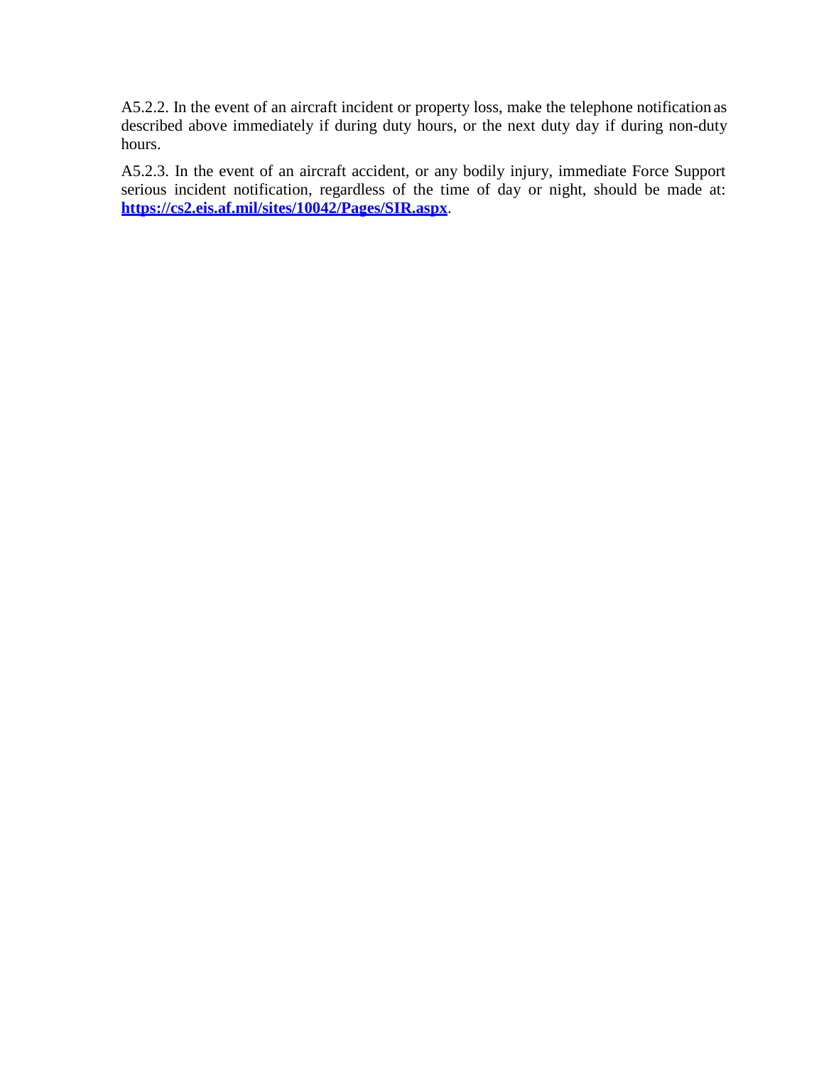A5.2.2. In the event of an aircraft incident or property loss, make the telephone notification as described above immediately if during duty hours, or the next duty day if during non-duty hours.

A5.2.3. In the event of an aircraft accident, or any bodily injury, immediate Force Support serious incident notification, regardless of the time of day or night, should be made at: **https://cs2.eis.af.mil/sites/10042/Pages/SIR.aspx**.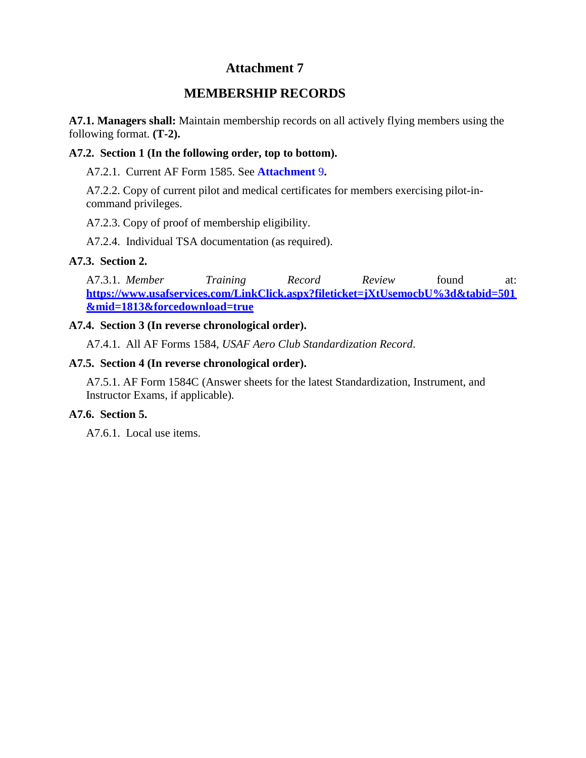# Attachment 7

## MEMBERSHIP RECORDS

**A7.1. Managers shall:** Maintain membership records on all actively flying members using the following format. **(T-2).**

**A7.2. Section 1 (In the following order, top to bottom).**

A7.2.1. Current AF Form 1585. See **Attachment 9.**

A7.2.2. Copy of current pilot and medical certificates for members exercising pilot-in-command privileges.

A7.2.3. Copy of proof of membership eligibility.

A7.2.4. Individual TSA documentation (as required).

**A7.3. Section 2.**

A7.3.1. *Member Training Record Review* found at: **https://www.usafservices.com/LinkClick.aspx?fileticket=jXtUsemocbU%3d&tabid=501&mid=1813&forcedownload=true**

**A7.4. Section 3 (In reverse chronological order).**

A7.4.1. All AF Forms 1584, *USAF Aero Club Standardization Record*.

**A7.5. Section 4 (In reverse chronological order).**

A7.5.1. AF Form 1584C (Answer sheets for the latest Standardization, Instrument, and Instructor Exams, if applicable).

**A7.6. Section 5.**

A7.6.1. Local use items.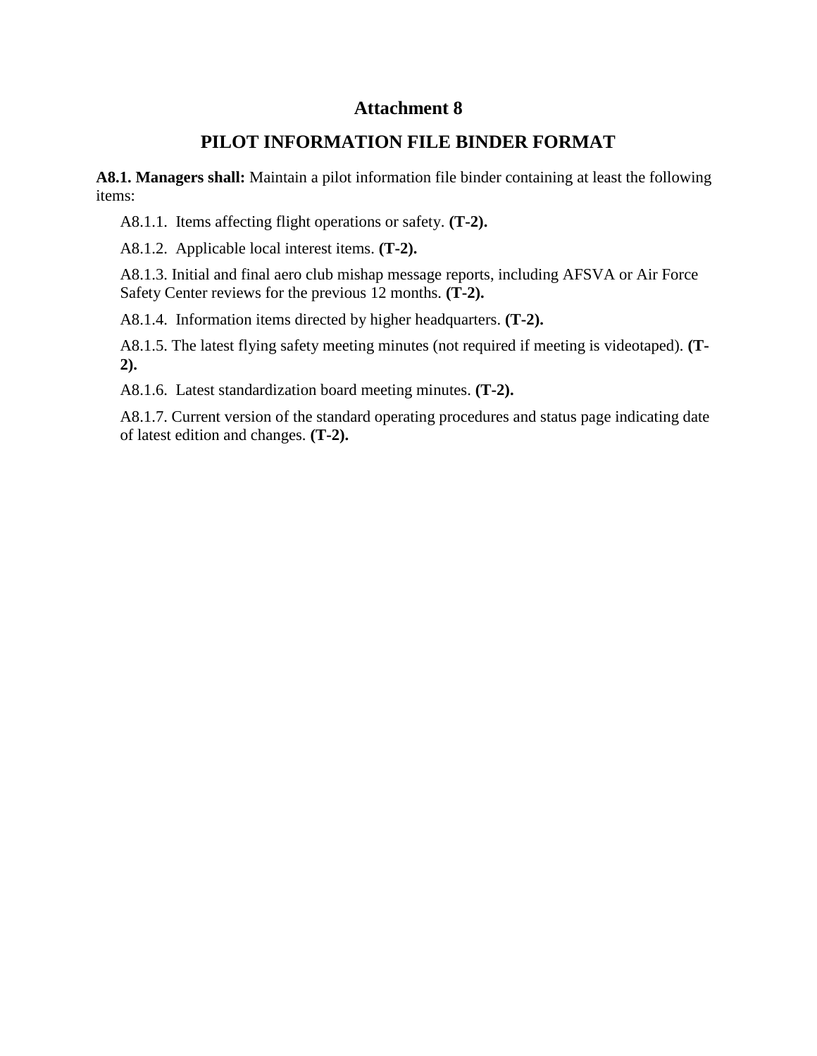# Attachment 8

## PILOT INFORMATION FILE BINDER FORMAT

**A8.1. Managers shall:** Maintain a pilot information file binder containing at least the following items:

A8.1.1. Items affecting flight operations or safety. **(T-2).**

A8.1.2. Applicable local interest items. **(T-2).**

A8.1.3. Initial and final aero club mishap message reports, including AFSVA or Air Force Safety Center reviews for the previous 12 months. **(T-2).**

A8.1.4. Information items directed by higher headquarters. **(T-2).**

A8.1.5. The latest flying safety meeting minutes (not required if meeting is videotaped). **(T-2).**

A8.1.6. Latest standardization board meeting minutes. **(T-2).**

A8.1.7. Current version of the standard operating procedures and status page indicating date of latest edition and changes. **(T-2).**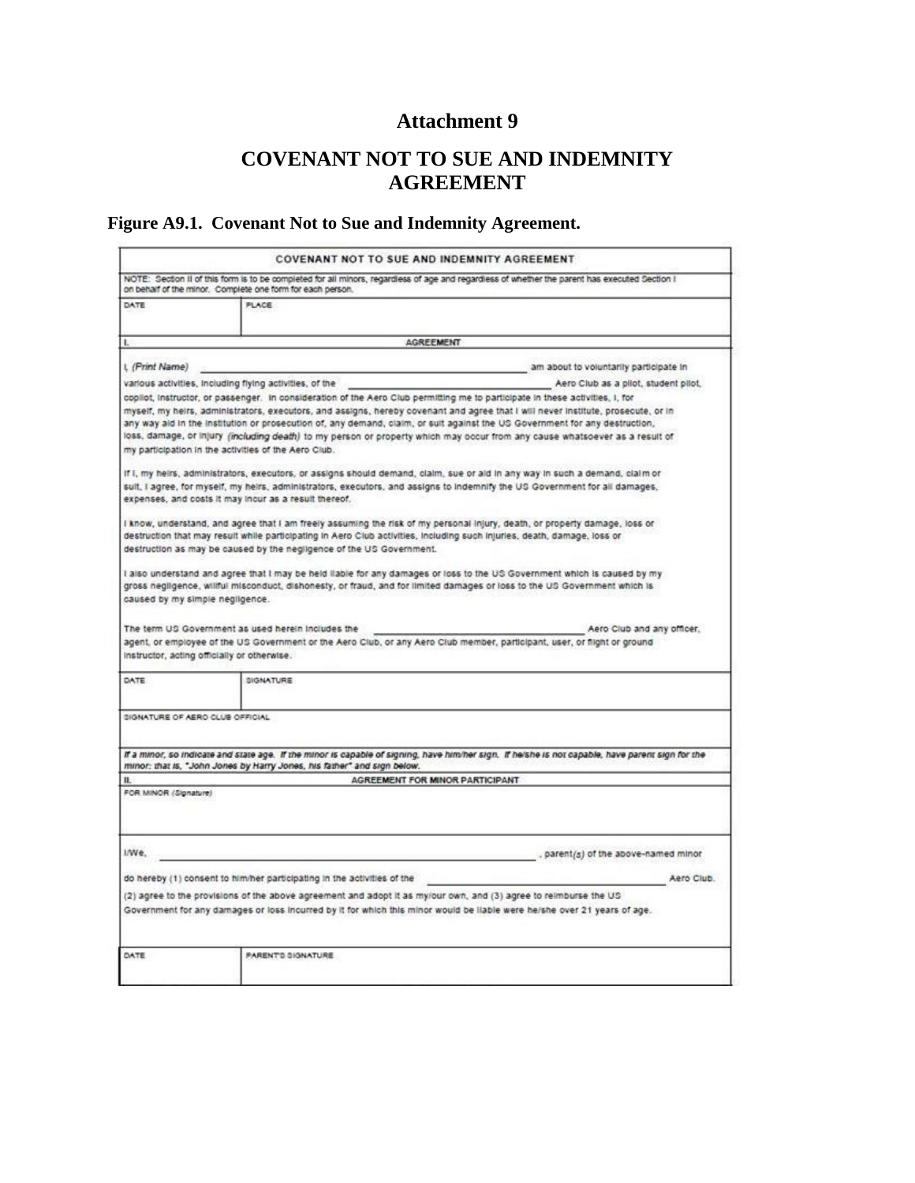# Attachment 9

## COVENANT NOT TO SUE AND INDEMNITY AGREEMENT

**Figure A9.1. Covenant Not to Sue and Indemnity Agreement.**

**COVENANT NOT TO SUE AND INDEMNITY AGREEMENT**

NOTE: Section II of this form is to be completed for all minors, regardless of age and regardless of whether the parent has executed Section I on behalf of the minor. Complete one form for each person.

| DATE | PLACE |
|---|---|
| | |

**I. AGREEMENT**

I, *(Print Name)* ______________________________ am about to voluntarily participate in various activities, including flying activities, of the ______________________________ Aero Club as a pilot, student pilot, copilot, instructor, or passenger. In consideration of the Aero Club permitting me to participate in these activities, I, for myself, my heirs, administrators, executors, and assigns, hereby covenant and agree that I will never institute, prosecute, or in any way aid in the institution or prosecution of, any demand, claim, or suit against the US Government for any destruction, loss, damage, or injury *(including death)* to my person or property which may occur from any cause whatsoever as a result of my participation in the activities of the Aero Club.

If I, my heirs, administrators, executors, or assigns should demand, claim, sue or aid in any way in such a demand, claim or suit, I agree, for myself, my heirs, administrators, executors, and assigns to indemnify the US Government for all damages, expenses, and costs it may incur as a result thereof.

I know, understand, and agree that I am freely assuming the risk of my personal injury, death, or property damage, loss or destruction that may result while participating in Aero Club activities, including such injuries, death, damage, loss or destruction as may be caused by the negligence of the US Government.

I also understand and agree that I may be held liable for any damages or loss to the US Government which is caused by my gross negligence, willful misconduct, dishonesty, or fraud, and for limited damages or loss to the US Government which is caused by my simple negligence.

The term US Government as used herein includes the ______________________________ Aero Club and any officer, agent, or employee of the US Government or the Aero Club, or any Aero Club member, participant, user, or flight or ground instructor, acting officially or otherwise.

| DATE | SIGNATURE |
|---|---|
| | |

SIGNATURE OF AERO CLUB OFFICIAL

*If a minor, so indicate and state age. If the minor is capable of signing, have him/her sign. If he/she is not capable, have parent sign for the minor: that is, "John Jones by Harry Jones, his father" and sign below.*

**II. AGREEMENT FOR MINOR PARTICIPANT**

FOR MINOR (Signature)

I/We, ______________________________, parent*(s)* of the above-named minor do hereby (1) consent to him/her participating in the activities of the ______________________________ Aero Club. (2) agree to the provisions of the above agreement and adopt it as my/our own, and (3) agree to reimburse the US Government for any damages or loss incurred by it for which this minor would be liable were he/she over 21 years of age.

| DATE | PARENT'S SIGNATURE |
|---|---|
| | |